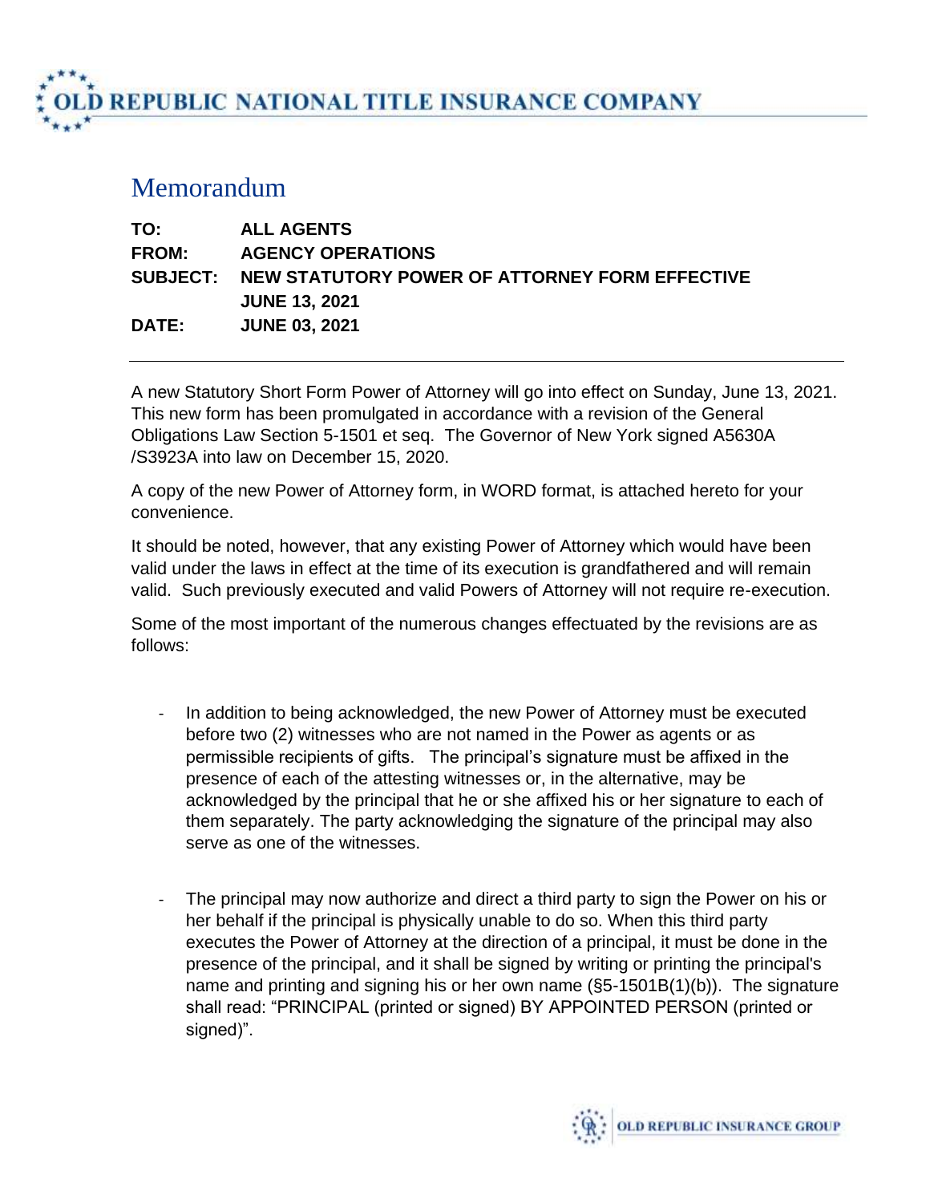# OLD REPUBLIC NATIONAL TITLE INSURANCE COMPANY

## Memorandum

**TO:** ALL AGENTS
**FROM:** AGENCY OPERATIONS
**SUBJECT:** NEW STATUTORY POWER OF ATTORNEY FORM EFFECTIVE JUNE 13, 2021
**DATE:** JUNE 03, 2021

---

A new Statutory Short Form Power of Attorney will go into effect on Sunday, June 13, 2021. This new form has been promulgated in accordance with a revision of the General Obligations Law Section 5-1501 et seq. The Governor of New York signed A5630A /S3923A into law on December 15, 2020.

A copy of the new Power of Attorney form, in WORD format, is attached hereto for your convenience.

It should be noted, however, that any existing Power of Attorney which would have been valid under the laws in effect at the time of its execution is grandfathered and will remain valid. Such previously executed and valid Powers of Attorney will not require re-execution.

Some of the most important of the numerous changes effectuated by the revisions are as follows:

- In addition to being acknowledged, the new Power of Attorney must be executed before two (2) witnesses who are not named in the Power as agents or as permissible recipients of gifts. The principal's signature must be affixed in the presence of each of the attesting witnesses or, in the alternative, may be acknowledged by the principal that he or she affixed his or her signature to each of them separately. The party acknowledging the signature of the principal may also serve as one of the witnesses.

- The principal may now authorize and direct a third party to sign the Power on his or her behalf if the principal is physically unable to do so. When this third party executes the Power of Attorney at the direction of a principal, it must be done in the presence of the principal, and it shall be signed by writing or printing the principal's name and printing and signing his or her own name (§5-1501B(1)(b)). The signature shall read: "PRINCIPAL (printed or signed) BY APPOINTED PERSON (printed or signed)".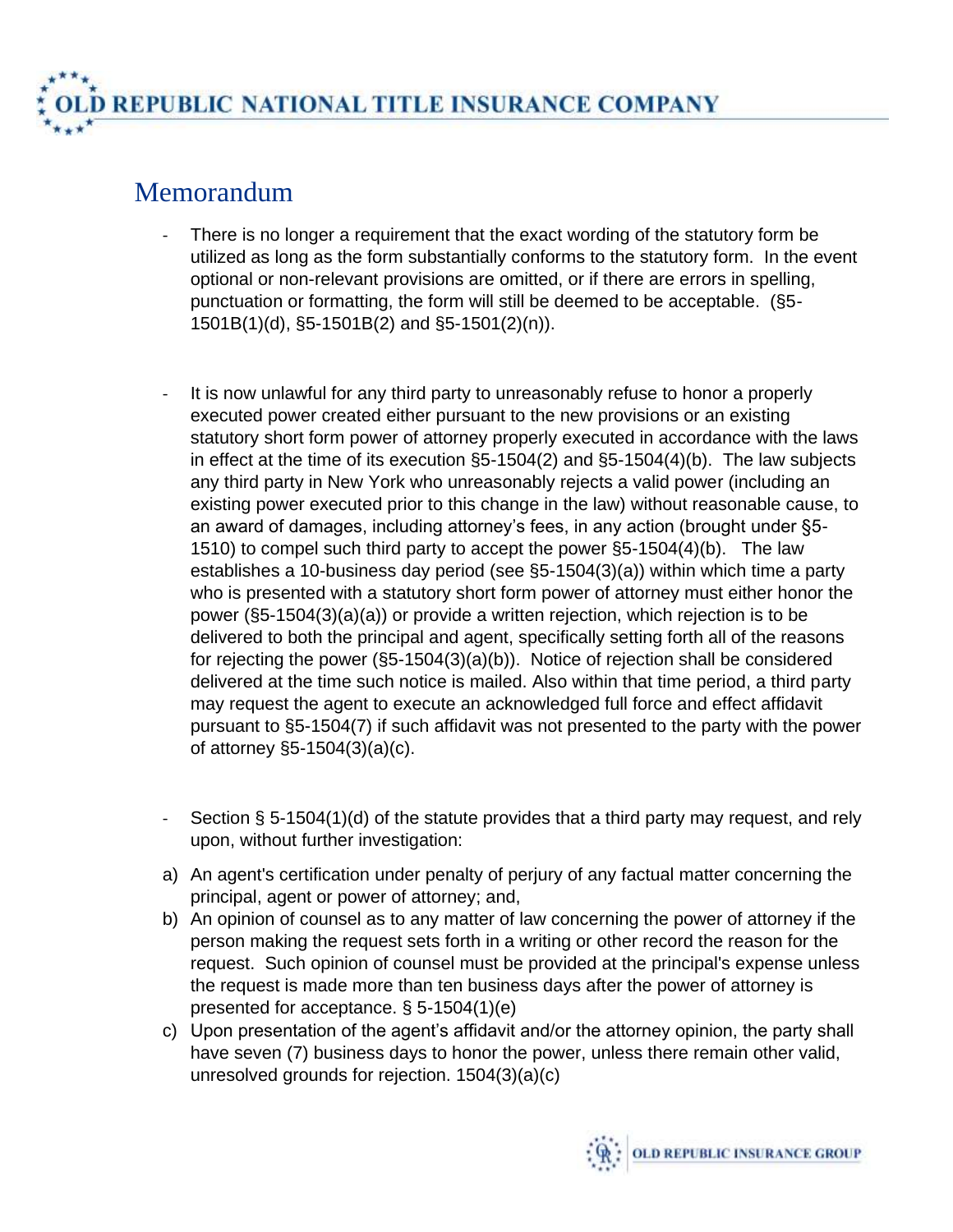# Memorandum

- There is no longer a requirement that the exact wording of the statutory form be utilized as long as the form substantially conforms to the statutory form. In the event optional or non-relevant provisions are omitted, or if there are errors in spelling, punctuation or formatting, the form will still be deemed to be acceptable. (§5-1501B(1)(d), §5-1501B(2) and §5-1501(2)(n)).

- It is now unlawful for any third party to unreasonably refuse to honor a properly executed power created either pursuant to the new provisions or an existing statutory short form power of attorney properly executed in accordance with the laws in effect at the time of its execution §5-1504(2) and §5-1504(4)(b). The law subjects any third party in New York who unreasonably rejects a valid power (including an existing power executed prior to this change in the law) without reasonable cause, to an award of damages, including attorney's fees, in any action (brought under §5-1510) to compel such third party to accept the power §5-1504(4)(b). The law establishes a 10-business day period (see §5-1504(3)(a)) within which time a party who is presented with a statutory short form power of attorney must either honor the power (§5-1504(3)(a)(a)) or provide a written rejection, which rejection is to be delivered to both the principal and agent, specifically setting forth all of the reasons for rejecting the power (§5-1504(3)(a)(b)). Notice of rejection shall be considered delivered at the time such notice is mailed. Also within that time period, a third party may request the agent to execute an acknowledged full force and effect affidavit pursuant to §5-1504(7) if such affidavit was not presented to the party with the power of attorney §5-1504(3)(a)(c).

- Section § 5-1504(1)(d) of the statute provides that a third party may request, and rely upon, without further investigation:

a) An agent's certification under penalty of perjury of any factual matter concerning the principal, agent or power of attorney; and,
b) An opinion of counsel as to any matter of law concerning the power of attorney if the person making the request sets forth in a writing or other record the reason for the request. Such opinion of counsel must be provided at the principal's expense unless the request is made more than ten business days after the power of attorney is presented for acceptance. § 5-1504(1)(e)
c) Upon presentation of the agent's affidavit and/or the attorney opinion, the party shall have seven (7) business days to honor the power, unless there remain other valid, unresolved grounds for rejection. 1504(3)(a)(c)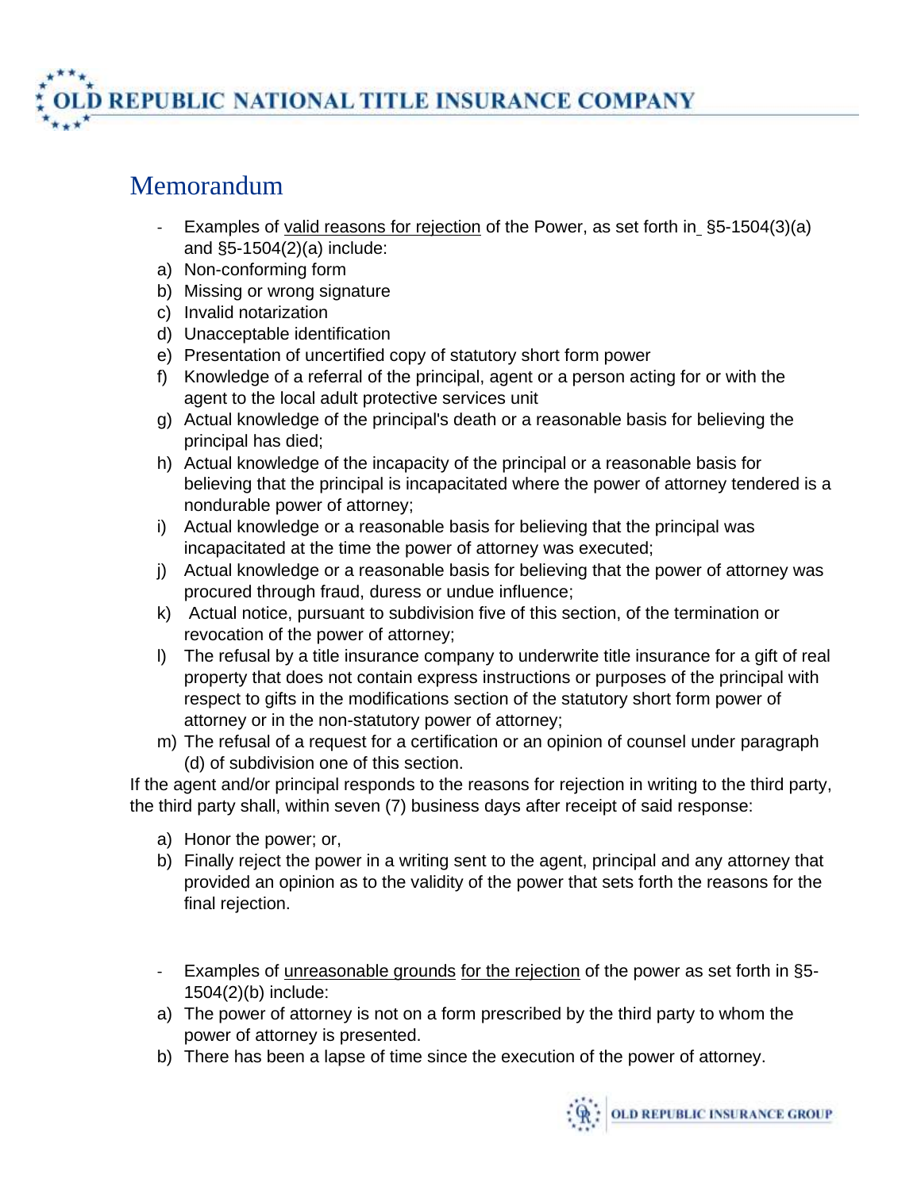# Memorandum

- Examples of valid reasons for rejection of the Power, as set forth in §5-1504(3)(a) and §5-1504(2)(a) include:

a) Non-conforming form
b) Missing or wrong signature
c) Invalid notarization
d) Unacceptable identification
e) Presentation of uncertified copy of statutory short form power
f) Knowledge of a referral of the principal, agent or a person acting for or with the agent to the local adult protective services unit
g) Actual knowledge of the principal's death or a reasonable basis for believing the principal has died;
h) Actual knowledge of the incapacity of the principal or a reasonable basis for believing that the principal is incapacitated where the power of attorney tendered is a nondurable power of attorney;
i) Actual knowledge or a reasonable basis for believing that the principal was incapacitated at the time the power of attorney was executed;
j) Actual knowledge or a reasonable basis for believing that the power of attorney was procured through fraud, duress or undue influence;
k) Actual notice, pursuant to subdivision five of this section, of the termination or revocation of the power of attorney;
l) The refusal by a title insurance company to underwrite title insurance for a gift of real property that does not contain express instructions or purposes of the principal with respect to gifts in the modifications section of the statutory short form power of attorney or in the non-statutory power of attorney;
m) The refusal of a request for a certification or an opinion of counsel under paragraph (d) of subdivision one of this section.

If the agent and/or principal responds to the reasons for rejection in writing to the third party, the third party shall, within seven (7) business days after receipt of said response:

a) Honor the power; or,
b) Finally reject the power in a writing sent to the agent, principal and any attorney that provided an opinion as to the validity of the power that sets forth the reasons for the final rejection.

- Examples of unreasonable grounds for the rejection of the power as set forth in §5-1504(2)(b) include:

a) The power of attorney is not on a form prescribed by the third party to whom the power of attorney is presented.
b) There has been a lapse of time since the execution of the power of attorney.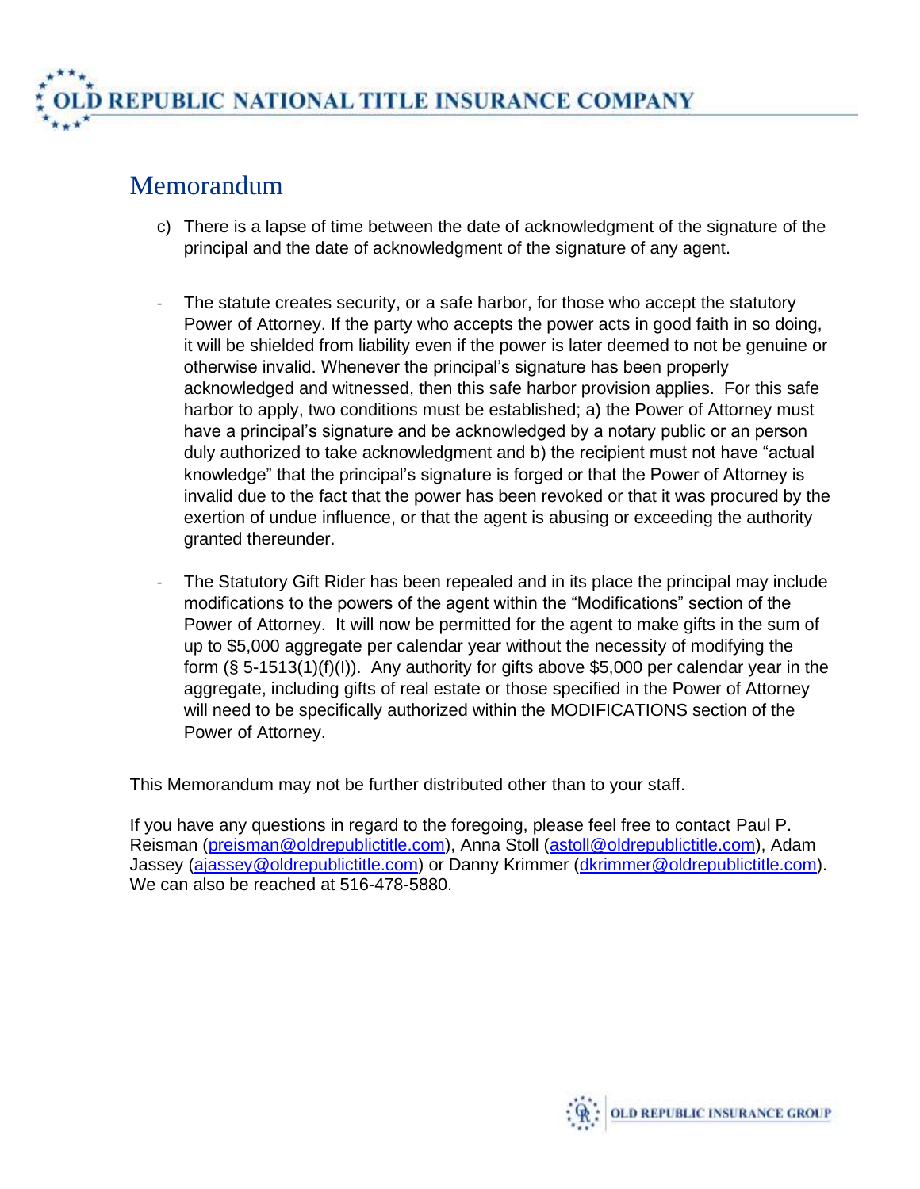# Memorandum

c) There is a lapse of time between the date of acknowledgment of the signature of the principal and the date of acknowledgment of the signature of any agent.

- The statute creates security, or a safe harbor, for those who accept the statutory Power of Attorney. If the party who accepts the power acts in good faith in so doing, it will be shielded from liability even if the power is later deemed to not be genuine or otherwise invalid. Whenever the principal's signature has been properly acknowledged and witnessed, then this safe harbor provision applies. For this safe harbor to apply, two conditions must be established; a) the Power of Attorney must have a principal's signature and be acknowledged by a notary public or an person duly authorized to take acknowledgment and b) the recipient must not have "actual knowledge" that the principal's signature is forged or that the Power of Attorney is invalid due to the fact that the power has been revoked or that it was procured by the exertion of undue influence, or that the agent is abusing or exceeding the authority granted thereunder.

- The Statutory Gift Rider has been repealed and in its place the principal may include modifications to the powers of the agent within the "Modifications" section of the Power of Attorney. It will now be permitted for the agent to make gifts in the sum of up to $5,000 aggregate per calendar year without the necessity of modifying the form (§ 5-1513(1)(f)(I)). Any authority for gifts above $5,000 per calendar year in the aggregate, including gifts of real estate or those specified in the Power of Attorney will need to be specifically authorized within the MODIFICATIONS section of the Power of Attorney.

This Memorandum may not be further distributed other than to your staff.

If you have any questions in regard to the foregoing, please feel free to contact Paul P. Reisman (preisman@oldrepublictitle.com), Anna Stoll (astoll@oldrepublictitle.com), Adam Jassey (ajassey@oldrepublictitle.com) or Danny Krimmer (dkrimmer@oldrepublictitle.com). We can also be reached at 516-478-5880.